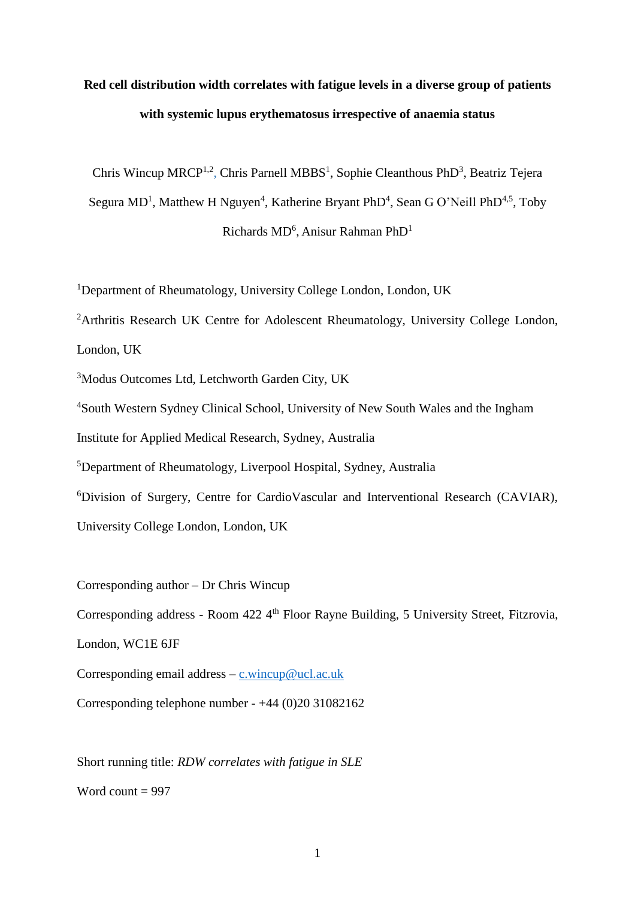# Red cell distribution width correlates with fatigue levels in a diverse group of patients with systemic lupus erythematosus irrespective of anaemia status

Chris Wincup MRCP[1,2], Chris Parnell MBBS[1], Sophie Cleanthous PhD[3], Beatriz Tejera Segura MD[1], Matthew H Nguyen[4], Katherine Bryant PhD[4], Sean G O'Neill PhD[4,5], Toby Richards MD[6], Anisur Rahman PhD[1]

[1]Department of Rheumatology, University College London, London, UK

[2]Arthritis Research UK Centre for Adolescent Rheumatology, University College London, London, UK

[3]Modus Outcomes Ltd, Letchworth Garden City, UK

[4]South Western Sydney Clinical School, University of New South Wales and the Ingham Institute for Applied Medical Research, Sydney, Australia

[5]Department of Rheumatology, Liverpool Hospital, Sydney, Australia

[6]Division of Surgery, Centre for CardioVascular and Interventional Research (CAVIAR), University College London, London, UK

Corresponding author – Dr Chris Wincup

Corresponding address - Room 422 4th Floor Rayne Building, 5 University Street, Fitzrovia, London, WC1E 6JF

Corresponding email address – c.wincup@ucl.ac.uk

Corresponding telephone number - +44 (0)20 31082162

Short running title: *RDW correlates with fatigue in SLE*

Word count = 997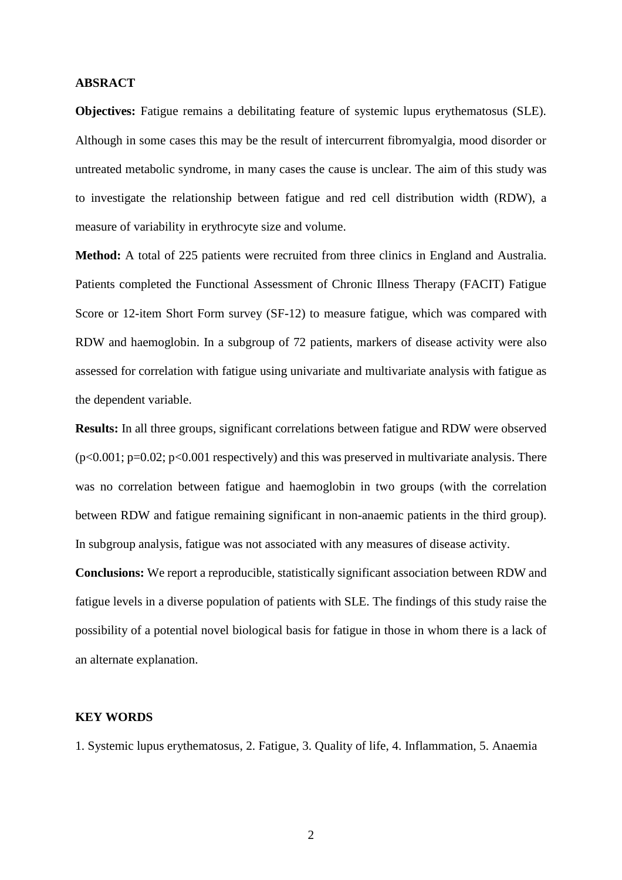## ABSRACT

**Objectives:** Fatigue remains a debilitating feature of systemic lupus erythematosus (SLE). Although in some cases this may be the result of intercurrent fibromyalgia, mood disorder or untreated metabolic syndrome, in many cases the cause is unclear. The aim of this study was to investigate the relationship between fatigue and red cell distribution width (RDW), a measure of variability in erythrocyte size and volume.

**Method:** A total of 225 patients were recruited from three clinics in England and Australia. Patients completed the Functional Assessment of Chronic Illness Therapy (FACIT) Fatigue Score or 12-item Short Form survey (SF-12) to measure fatigue, which was compared with RDW and haemoglobin. In a subgroup of 72 patients, markers of disease activity were also assessed for correlation with fatigue using univariate and multivariate analysis with fatigue as the dependent variable.

**Results:** In all three groups, significant correlations between fatigue and RDW were observed ($p<0.001$; $p=0.02$; $p<0.001$ respectively) and this was preserved in multivariate analysis. There was no correlation between fatigue and haemoglobin in two groups (with the correlation between RDW and fatigue remaining significant in non-anaemic patients in the third group). In subgroup analysis, fatigue was not associated with any measures of disease activity.

**Conclusions:** We report a reproducible, statistically significant association between RDW and fatigue levels in a diverse population of patients with SLE. The findings of this study raise the possibility of a potential novel biological basis for fatigue in those in whom there is a lack of an alternate explanation.

## KEY WORDS

1. Systemic lupus erythematosus, 2. Fatigue, 3. Quality of life, 4. Inflammation, 5. Anaemia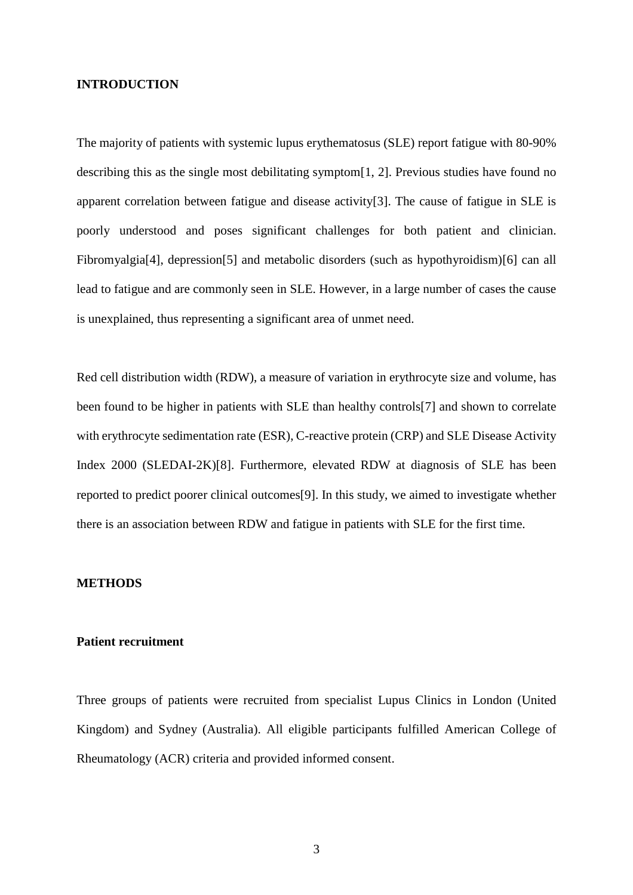## INTRODUCTION

The majority of patients with systemic lupus erythematosus (SLE) report fatigue with 80-90% describing this as the single most debilitating symptom[1, 2]. Previous studies have found no apparent correlation between fatigue and disease activity[3]. The cause of fatigue in SLE is poorly understood and poses significant challenges for both patient and clinician. Fibromyalgia[4], depression[5] and metabolic disorders (such as hypothyroidism)[6] can all lead to fatigue and are commonly seen in SLE. However, in a large number of cases the cause is unexplained, thus representing a significant area of unmet need.

Red cell distribution width (RDW), a measure of variation in erythrocyte size and volume, has been found to be higher in patients with SLE than healthy controls[7] and shown to correlate with erythrocyte sedimentation rate (ESR), C-reactive protein (CRP) and SLE Disease Activity Index 2000 (SLEDAI-2K)[8]. Furthermore, elevated RDW at diagnosis of SLE has been reported to predict poorer clinical outcomes[9]. In this study, we aimed to investigate whether there is an association between RDW and fatigue in patients with SLE for the first time.

## METHODS

### Patient recruitment

Three groups of patients were recruited from specialist Lupus Clinics in London (United Kingdom) and Sydney (Australia). All eligible participants fulfilled American College of Rheumatology (ACR) criteria and provided informed consent.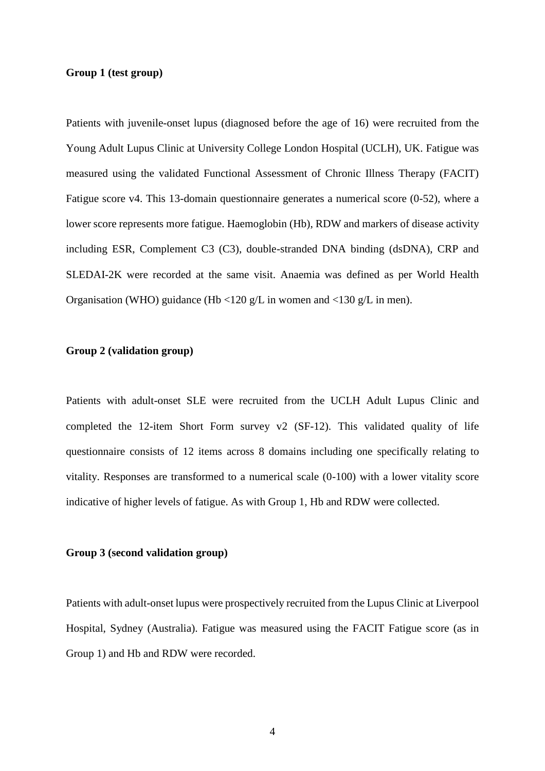**Group 1 (test group)**

Patients with juvenile-onset lupus (diagnosed before the age of 16) were recruited from the Young Adult Lupus Clinic at University College London Hospital (UCLH), UK. Fatigue was measured using the validated Functional Assessment of Chronic Illness Therapy (FACIT) Fatigue score v4. This 13-domain questionnaire generates a numerical score (0-52), where a lower score represents more fatigue. Haemoglobin (Hb), RDW and markers of disease activity including ESR, Complement C3 (C3), double-stranded DNA binding (dsDNA), CRP and SLEDAI-2K were recorded at the same visit. Anaemia was defined as per World Health Organisation (WHO) guidance (Hb <120 g/L in women and <130 g/L in men).

**Group 2 (validation group)**

Patients with adult-onset SLE were recruited from the UCLH Adult Lupus Clinic and completed the 12-item Short Form survey v2 (SF-12). This validated quality of life questionnaire consists of 12 items across 8 domains including one specifically relating to vitality. Responses are transformed to a numerical scale (0-100) with a lower vitality score indicative of higher levels of fatigue. As with Group 1, Hb and RDW were collected.

**Group 3 (second validation group)**

Patients with adult-onset lupus were prospectively recruited from the Lupus Clinic at Liverpool Hospital, Sydney (Australia). Fatigue was measured using the FACIT Fatigue score (as in Group 1) and Hb and RDW were recorded.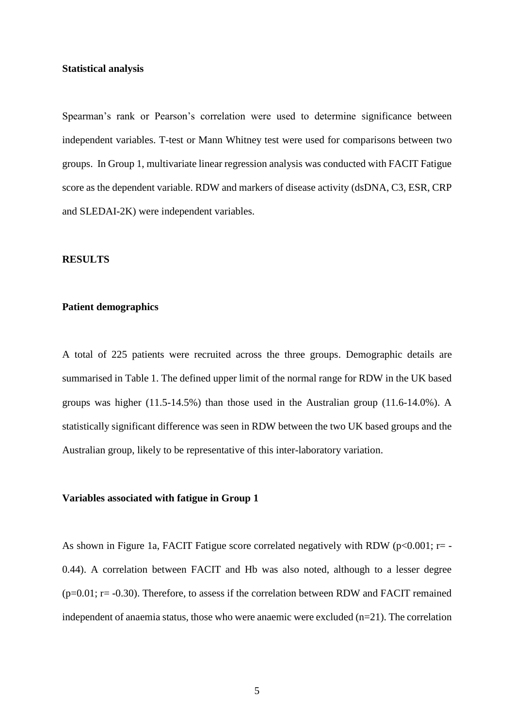**Statistical analysis**

Spearman's rank or Pearson's correlation were used to determine significance between independent variables. T-test or Mann Whitney test were used for comparisons between two groups. In Group 1, multivariate linear regression analysis was conducted with FACIT Fatigue score as the dependent variable. RDW and markers of disease activity (dsDNA, C3, ESR, CRP and SLEDAI-2K) were independent variables.

## RESULTS

**Patient demographics**

A total of 225 patients were recruited across the three groups. Demographic details are summarised in Table 1. The defined upper limit of the normal range for RDW in the UK based groups was higher (11.5-14.5%) than those used in the Australian group (11.6-14.0%). A statistically significant difference was seen in RDW between the two UK based groups and the Australian group, likely to be representative of this inter-laboratory variation.

**Variables associated with fatigue in Group 1**

As shown in Figure 1a, FACIT Fatigue score correlated negatively with RDW ($p<0.001$; $r= -0.44$). A correlation between FACIT and Hb was also noted, although to a lesser degree ($p=0.01$; $r= -0.30$). Therefore, to assess if the correlation between RDW and FACIT remained independent of anaemia status, those who were anaemic were excluded (n=21). The correlation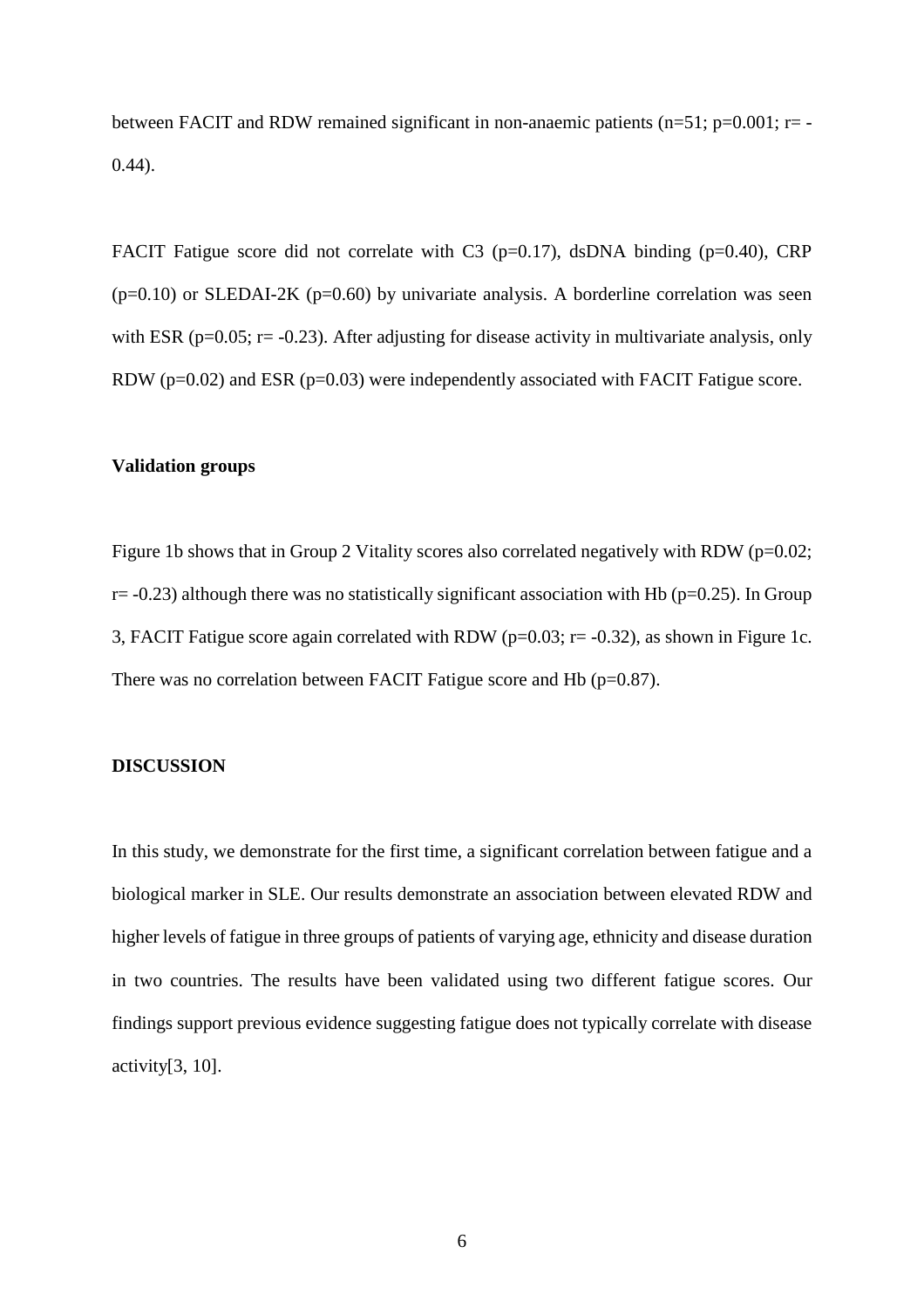between FACIT and RDW remained significant in non-anaemic patients (n=51; p=0.001; r= -0.44).

FACIT Fatigue score did not correlate with C3 (p=0.17), dsDNA binding (p=0.40), CRP (p=0.10) or SLEDAI-2K (p=0.60) by univariate analysis. A borderline correlation was seen with ESR (p=0.05; r= -0.23). After adjusting for disease activity in multivariate analysis, only RDW (p=0.02) and ESR (p=0.03) were independently associated with FACIT Fatigue score.

**Validation groups**

Figure 1b shows that in Group 2 Vitality scores also correlated negatively with RDW (p=0.02; r= -0.23) although there was no statistically significant association with Hb (p=0.25). In Group 3, FACIT Fatigue score again correlated with RDW (p=0.03; r= -0.32), as shown in Figure 1c. There was no correlation between FACIT Fatigue score and Hb (p=0.87).

## DISCUSSION

In this study, we demonstrate for the first time, a significant correlation between fatigue and a biological marker in SLE. Our results demonstrate an association between elevated RDW and higher levels of fatigue in three groups of patients of varying age, ethnicity and disease duration in two countries. The results have been validated using two different fatigue scores. Our findings support previous evidence suggesting fatigue does not typically correlate with disease activity[3, 10].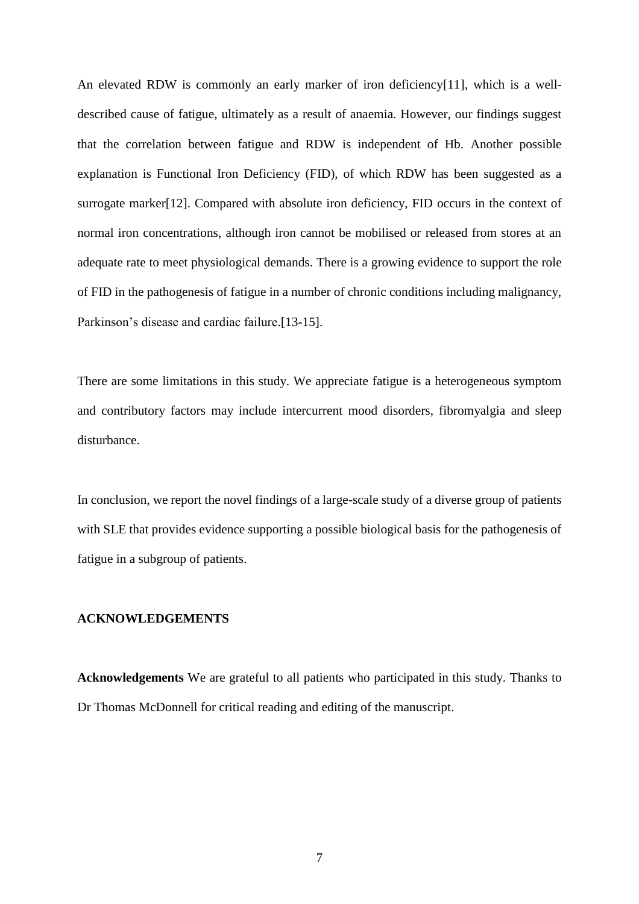An elevated RDW is commonly an early marker of iron deficiency[11], which is a well-described cause of fatigue, ultimately as a result of anaemia. However, our findings suggest that the correlation between fatigue and RDW is independent of Hb. Another possible explanation is Functional Iron Deficiency (FID), of which RDW has been suggested as a surrogate marker[12]. Compared with absolute iron deficiency, FID occurs in the context of normal iron concentrations, although iron cannot be mobilised or released from stores at an adequate rate to meet physiological demands. There is a growing evidence to support the role of FID in the pathogenesis of fatigue in a number of chronic conditions including malignancy, Parkinson's disease and cardiac failure.[13-15].

There are some limitations in this study. We appreciate fatigue is a heterogeneous symptom and contributory factors may include intercurrent mood disorders, fibromyalgia and sleep disturbance.

In conclusion, we report the novel findings of a large-scale study of a diverse group of patients with SLE that provides evidence supporting a possible biological basis for the pathogenesis of fatigue in a subgroup of patients.

## ACKNOWLEDGEMENTS

**Acknowledgements** We are grateful to all patients who participated in this study. Thanks to Dr Thomas McDonnell for critical reading and editing of the manuscript.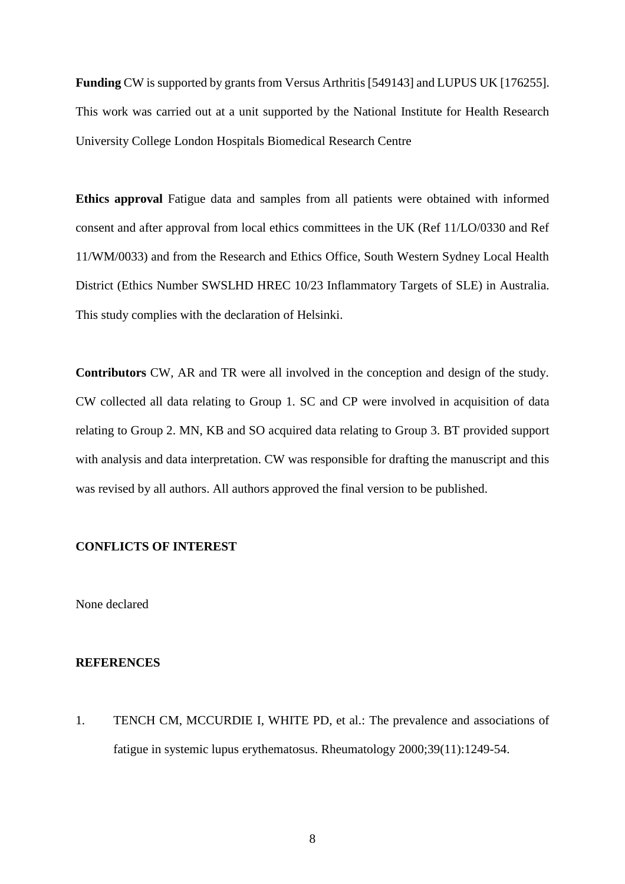**Funding** CW is supported by grants from Versus Arthritis [549143] and LUPUS UK [176255]. This work was carried out at a unit supported by the National Institute for Health Research University College London Hospitals Biomedical Research Centre

**Ethics approval** Fatigue data and samples from all patients were obtained with informed consent and after approval from local ethics committees in the UK (Ref 11/LO/0330 and Ref 11/WM/0033) and from the Research and Ethics Office, South Western Sydney Local Health District (Ethics Number SWSLHD HREC 10/23 Inflammatory Targets of SLE) in Australia. This study complies with the declaration of Helsinki.

**Contributors** CW, AR and TR were all involved in the conception and design of the study. CW collected all data relating to Group 1. SC and CP were involved in acquisition of data relating to Group 2. MN, KB and SO acquired data relating to Group 3. BT provided support with analysis and data interpretation. CW was responsible for drafting the manuscript and this was revised by all authors. All authors approved the final version to be published.

## CONFLICTS OF INTEREST

None declared

## REFERENCES

1. TENCH CM, MCCURDIE I, WHITE PD, et al.: The prevalence and associations of fatigue in systemic lupus erythematosus. Rheumatology 2000;39(11):1249-54.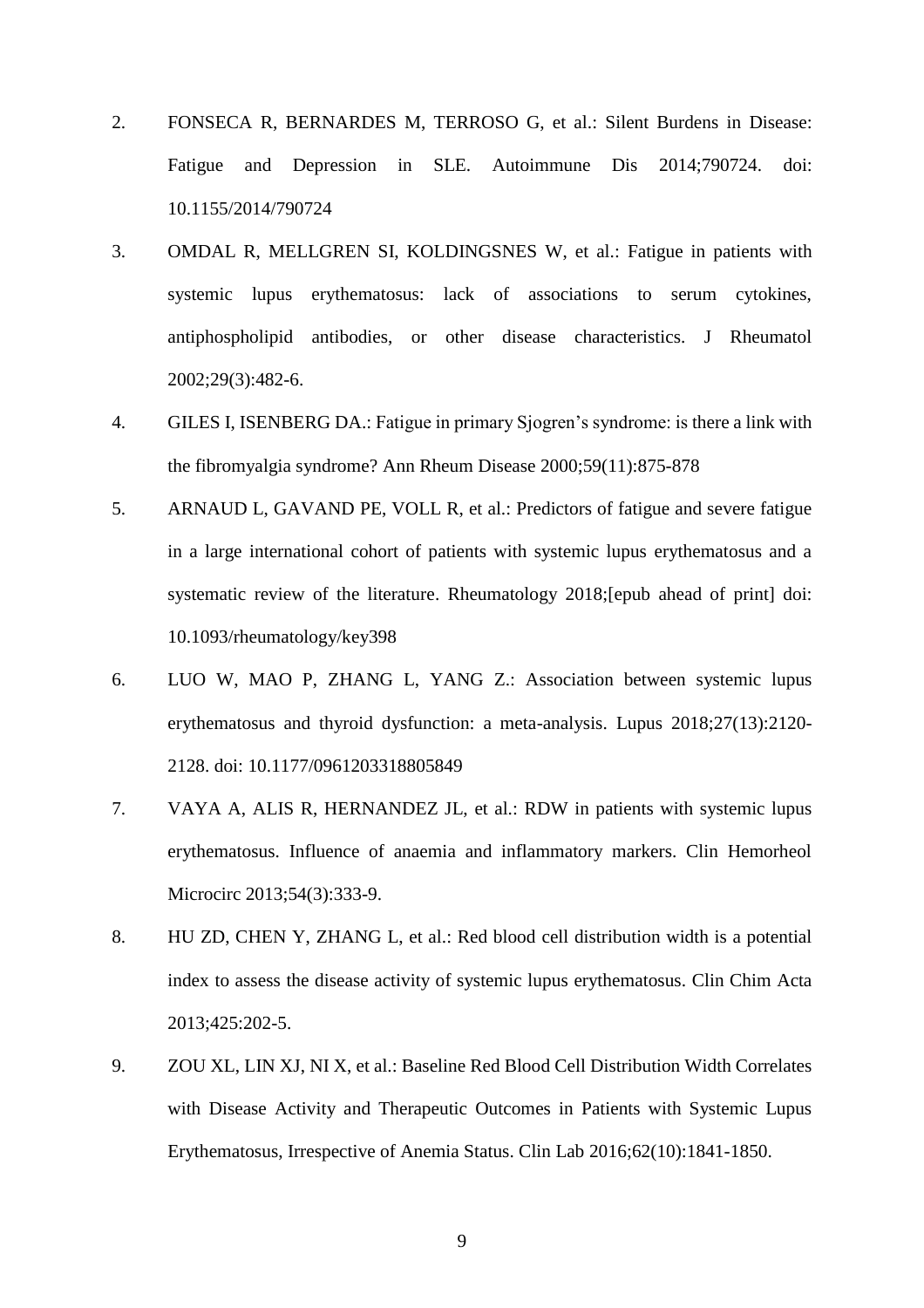2. FONSECA R, BERNARDES M, TERROSO G, et al.: Silent Burdens in Disease: Fatigue and Depression in SLE. Autoimmune Dis 2014;790724. doi: 10.1155/2014/790724
3. OMDAL R, MELLGREN SI, KOLDINGSNES W, et al.: Fatigue in patients with systemic lupus erythematosus: lack of associations to serum cytokines, antiphospholipid antibodies, or other disease characteristics. J Rheumatol 2002;29(3):482-6.
4. GILES I, ISENBERG DA.: Fatigue in primary Sjogren's syndrome: is there a link with the fibromyalgia syndrome? Ann Rheum Disease 2000;59(11):875-878
5. ARNAUD L, GAVAND PE, VOLL R, et al.: Predictors of fatigue and severe fatigue in a large international cohort of patients with systemic lupus erythematosus and a systematic review of the literature. Rheumatology 2018;[epub ahead of print] doi: 10.1093/rheumatology/key398
6. LUO W, MAO P, ZHANG L, YANG Z.: Association between systemic lupus erythematosus and thyroid dysfunction: a meta-analysis. Lupus 2018;27(13):2120-2128. doi: 10.1177/0961203318805849
7. VAYA A, ALIS R, HERNANDEZ JL, et al.: RDW in patients with systemic lupus erythematosus. Influence of anaemia and inflammatory markers. Clin Hemorheol Microcirc 2013;54(3):333-9.
8. HU ZD, CHEN Y, ZHANG L, et al.: Red blood cell distribution width is a potential index to assess the disease activity of systemic lupus erythematosus. Clin Chim Acta 2013;425:202-5.
9. ZOU XL, LIN XJ, NI X, et al.: Baseline Red Blood Cell Distribution Width Correlates with Disease Activity and Therapeutic Outcomes in Patients with Systemic Lupus Erythematosus, Irrespective of Anemia Status. Clin Lab 2016;62(10):1841-1850.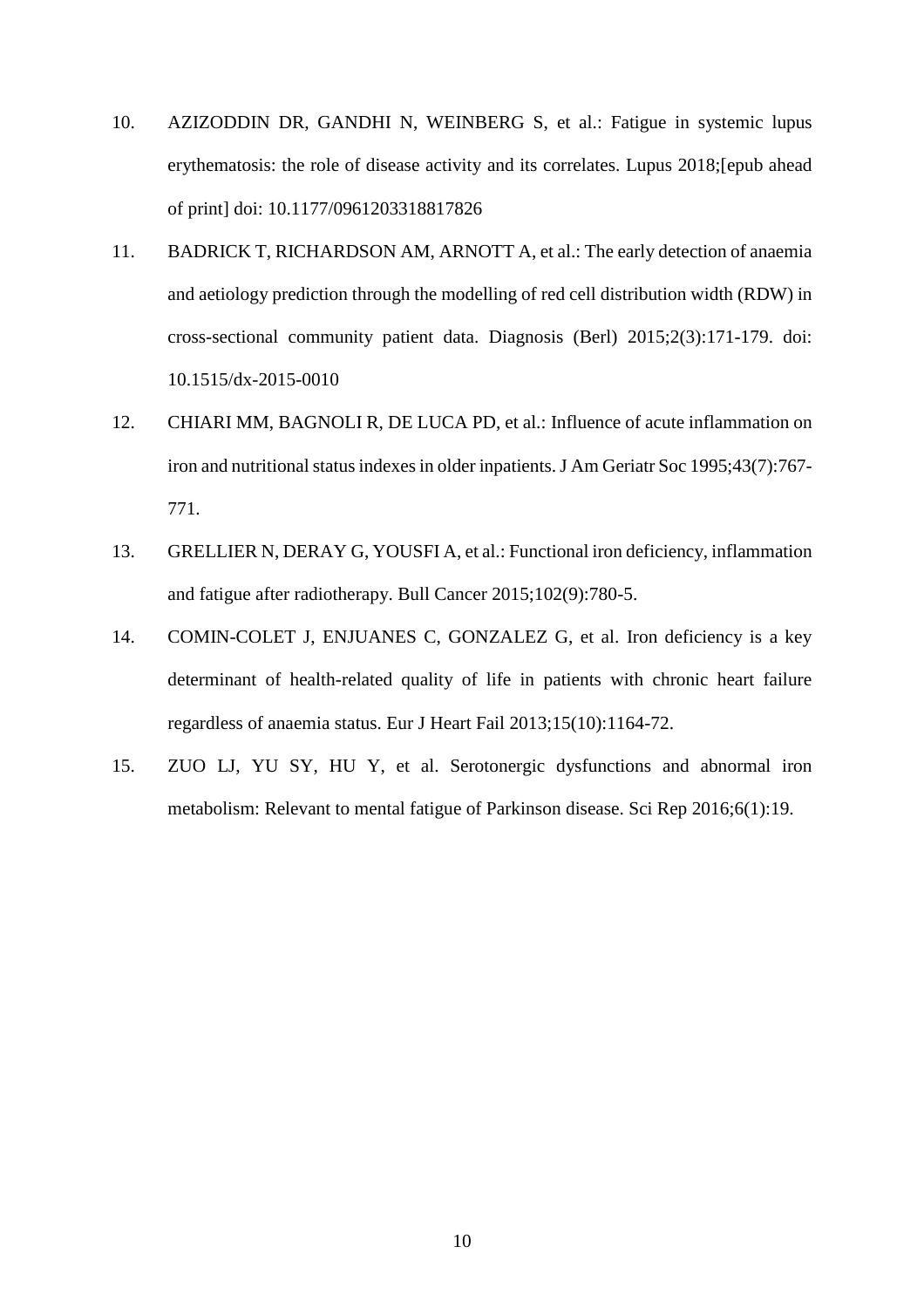10. AZIZODDIN DR, GANDHI N, WEINBERG S, et al.: Fatigue in systemic lupus erythematosis: the role of disease activity and its correlates. Lupus 2018;[epub ahead of print] doi: 10.1177/0961203318817826

11. BADRICK T, RICHARDSON AM, ARNOTT A, et al.: The early detection of anaemia and aetiology prediction through the modelling of red cell distribution width (RDW) in cross-sectional community patient data. Diagnosis (Berl) 2015;2(3):171-179. doi: 10.1515/dx-2015-0010

12. CHIARI MM, BAGNOLI R, DE LUCA PD, et al.: Influence of acute inflammation on iron and nutritional status indexes in older inpatients. J Am Geriatr Soc 1995;43(7):767-771.

13. GRELLIER N, DERAY G, YOUSFI A, et al.: Functional iron deficiency, inflammation and fatigue after radiotherapy. Bull Cancer 2015;102(9):780-5.

14. COMIN-COLET J, ENJUANES C, GONZALEZ G, et al. Iron deficiency is a key determinant of health-related quality of life in patients with chronic heart failure regardless of anaemia status. Eur J Heart Fail 2013;15(10):1164-72.

15. ZUO LJ, YU SY, HU Y, et al. Serotonergic dysfunctions and abnormal iron metabolism: Relevant to mental fatigue of Parkinson disease. Sci Rep 2016;6(1):19.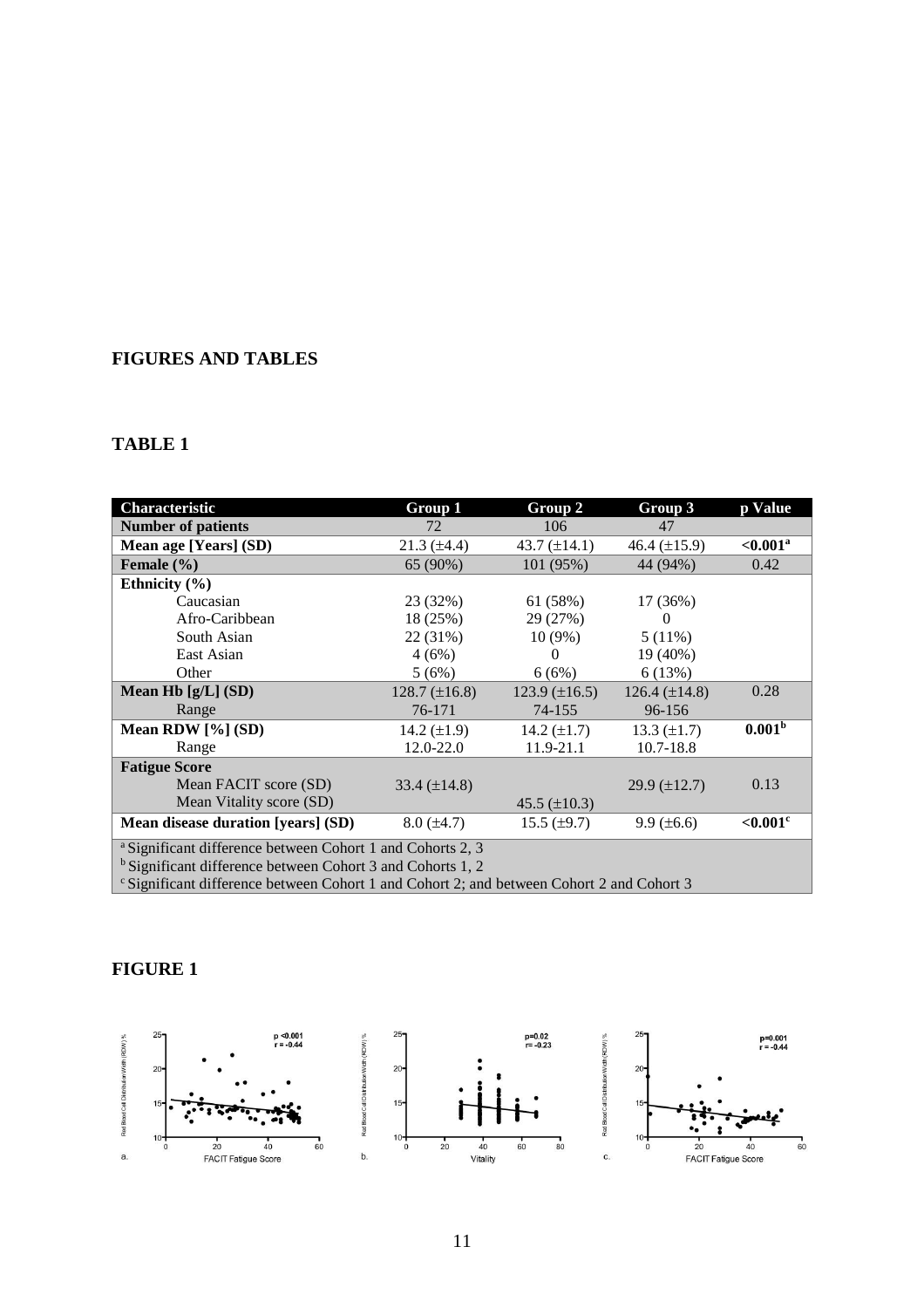## FIGURES AND TABLES

### TABLE 1

| Characteristic | Group 1 | Group 2 | Group 3 | p Value |
|---|---|---|---|---|
| **Number of patients** | 72 | 106 | 47 | |
| **Mean age [Years] (SD)** | 21.3 (±4.4) | 43.7 (±14.1) | 46.4 (±15.9) | **<0.001**[a] |
| **Female (%)** | 65 (90%) | 101 (95%) | 44 (94%) | 0.42 |
| **Ethnicity (%)** | | | | |
| Caucasian | 23 (32%) | 61 (58%) | 17 (36%) | |
| Afro-Caribbean | 18 (25%) | 29 (27%) | 0 | |
| South Asian | 22 (31%) | 10 (9%) | 5 (11%) | |
| East Asian | 4 (6%) | 0 | 19 (40%) | |
| Other | 5 (6%) | 6 (6%) | 6 (13%) | |
| **Mean Hb [g/L] (SD)** | 128.7 (±16.8) | 123.9 (±16.5) | 126.4 (±14.8) | 0.28 |
| Range | 76-171 | 74-155 | 96-156 | |
| **Mean RDW [%] (SD)** | 14.2 (±1.9) | 14.2 (±1.7) | 13.3 (±1.7) | **0.001**[b] |
| Range | 12.0-22.0 | 11.9-21.1 | 10.7-18.8 | |
| **Fatigue Score** | | | | |
| Mean FACIT score (SD) | 33.4 (±14.8) | | 29.9 (±12.7) | 0.13 |
| Mean Vitality score (SD) | | 45.5 (±10.3) | | |
| **Mean disease duration [years] (SD)** | 8.0 (±4.7) | 15.5 (±9.7) | 9.9 (±6.6) | **<0.001**[c] |

[a] Significant difference between Cohort 1 and Cohorts 2, 3
[b] Significant difference between Cohort 3 and Cohorts 1, 2
[c] Significant difference between Cohort 1 and Cohort 2; and between Cohort 2 and Cohort 3

### FIGURE 1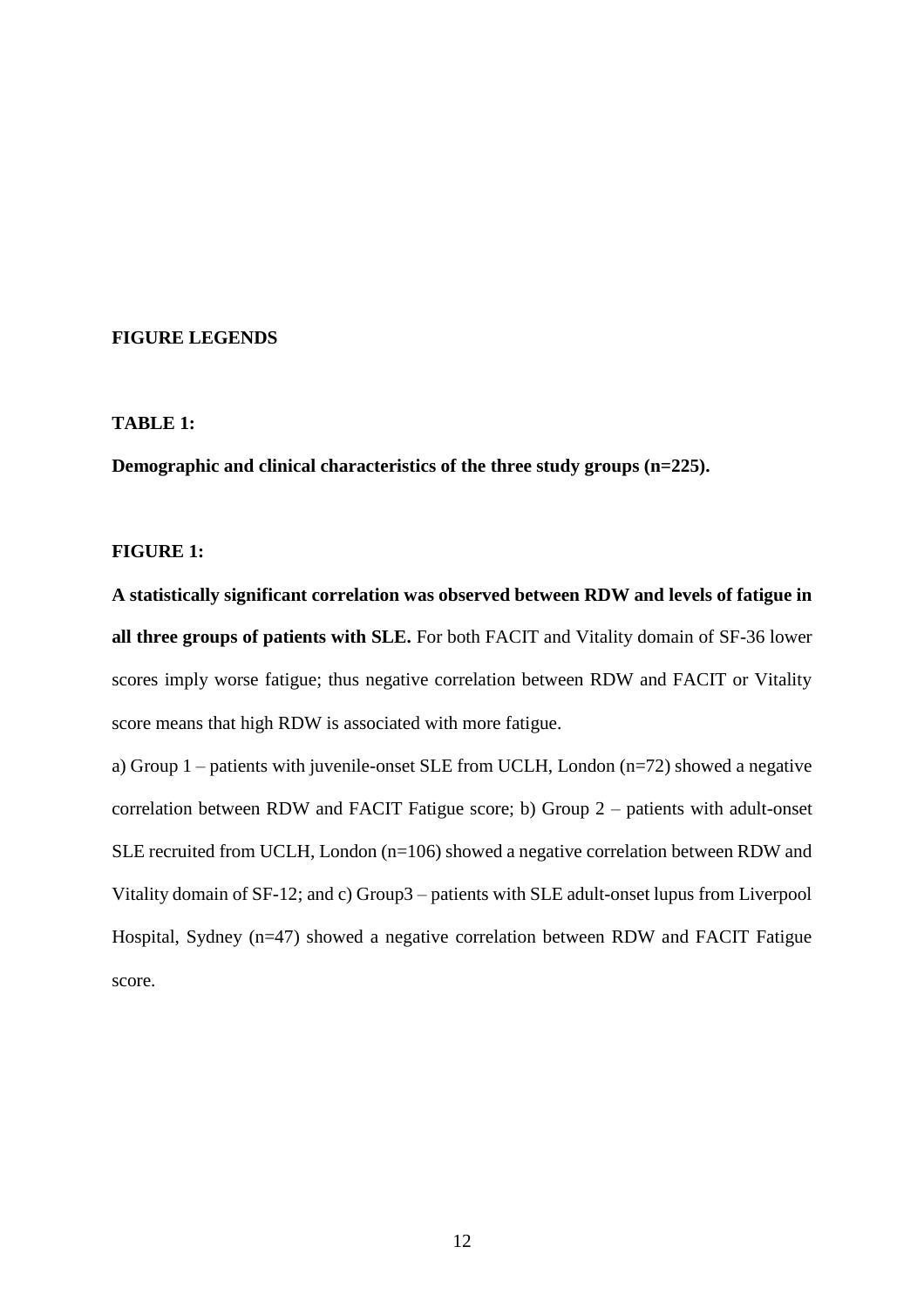**FIGURE LEGENDS**

**TABLE 1:**

**Demographic and clinical characteristics of the three study groups (n=225).**

**FIGURE 1:**

**A statistically significant correlation was observed between RDW and levels of fatigue in all three groups of patients with SLE.** For both FACIT and Vitality domain of SF-36 lower scores imply worse fatigue; thus negative correlation between RDW and FACIT or Vitality score means that high RDW is associated with more fatigue.

a) Group 1 – patients with juvenile-onset SLE from UCLH, London (n=72) showed a negative correlation between RDW and FACIT Fatigue score; b) Group 2 – patients with adult-onset SLE recruited from UCLH, London (n=106) showed a negative correlation between RDW and Vitality domain of SF-12; and c) Group3 – patients with SLE adult-onset lupus from Liverpool Hospital, Sydney (n=47) showed a negative correlation between RDW and FACIT Fatigue score.